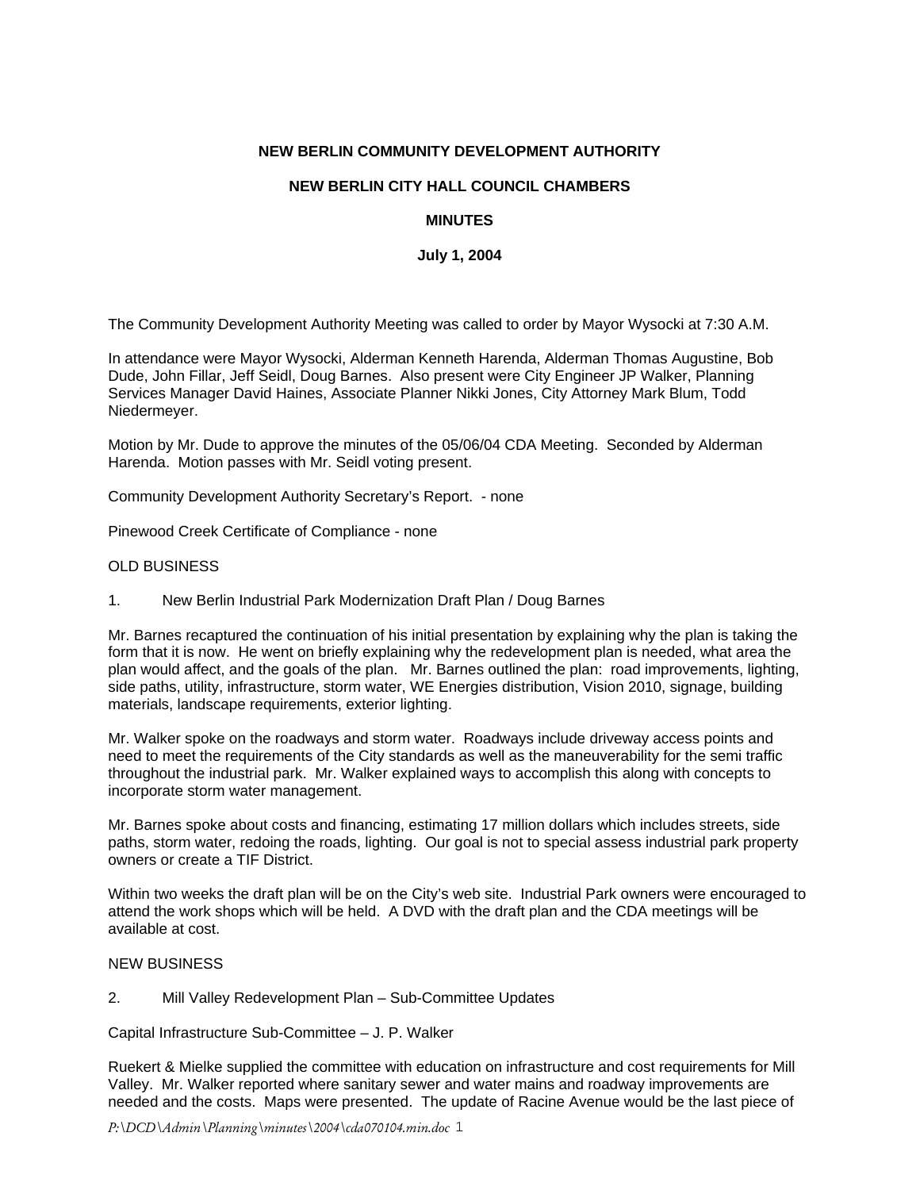**NEW BERLIN COMMUNITY DEVELOPMENT AUTHORITY**

**NEW BERLIN CITY HALL COUNCIL CHAMBERS**

**MINUTES**

**July 1, 2004**

The Community Development Authority Meeting was called to order by Mayor Wysocki at 7:30 A.M.

In attendance were Mayor Wysocki, Alderman Kenneth Harenda, Alderman Thomas Augustine, Bob Dude, John Fillar, Jeff Seidl, Doug Barnes. Also present were City Engineer JP Walker, Planning Services Manager David Haines, Associate Planner Nikki Jones, City Attorney Mark Blum, Todd Niedermeyer.

Motion by Mr. Dude to approve the minutes of the 05/06/04 CDA Meeting. Seconded by Alderman Harenda. Motion passes with Mr. Seidl voting present.

Community Development Authority Secretary's Report. - none

Pinewood Creek Certificate of Compliance - none

OLD BUSINESS

1. New Berlin Industrial Park Modernization Draft Plan / Doug Barnes

Mr. Barnes recaptured the continuation of his initial presentation by explaining why the plan is taking the form that it is now. He went on briefly explaining why the redevelopment plan is needed, what area the plan would affect, and the goals of the plan. Mr. Barnes outlined the plan: road improvements, lighting, side paths, utility, infrastructure, storm water, WE Energies distribution, Vision 2010, signage, building materials, landscape requirements, exterior lighting.

Mr. Walker spoke on the roadways and storm water. Roadways include driveway access points and need to meet the requirements of the City standards as well as the maneuverability for the semi traffic throughout the industrial park. Mr. Walker explained ways to accomplish this along with concepts to incorporate storm water management.

Mr. Barnes spoke about costs and financing, estimating 17 million dollars which includes streets, side paths, storm water, redoing the roads, lighting. Our goal is not to special assess industrial park property owners or create a TIF District.

Within two weeks the draft plan will be on the City's web site. Industrial Park owners were encouraged to attend the work shops which will be held. A DVD with the draft plan and the CDA meetings will be available at cost.

NEW BUSINESS

2. Mill Valley Redevelopment Plan – Sub-Committee Updates

Capital Infrastructure Sub-Committee – J. P. Walker

Ruekert & Mielke supplied the committee with education on infrastructure and cost requirements for Mill Valley. Mr. Walker reported where sanitary sewer and water mains and roadway improvements are needed and the costs. Maps were presented. The update of Racine Avenue would be the last piece of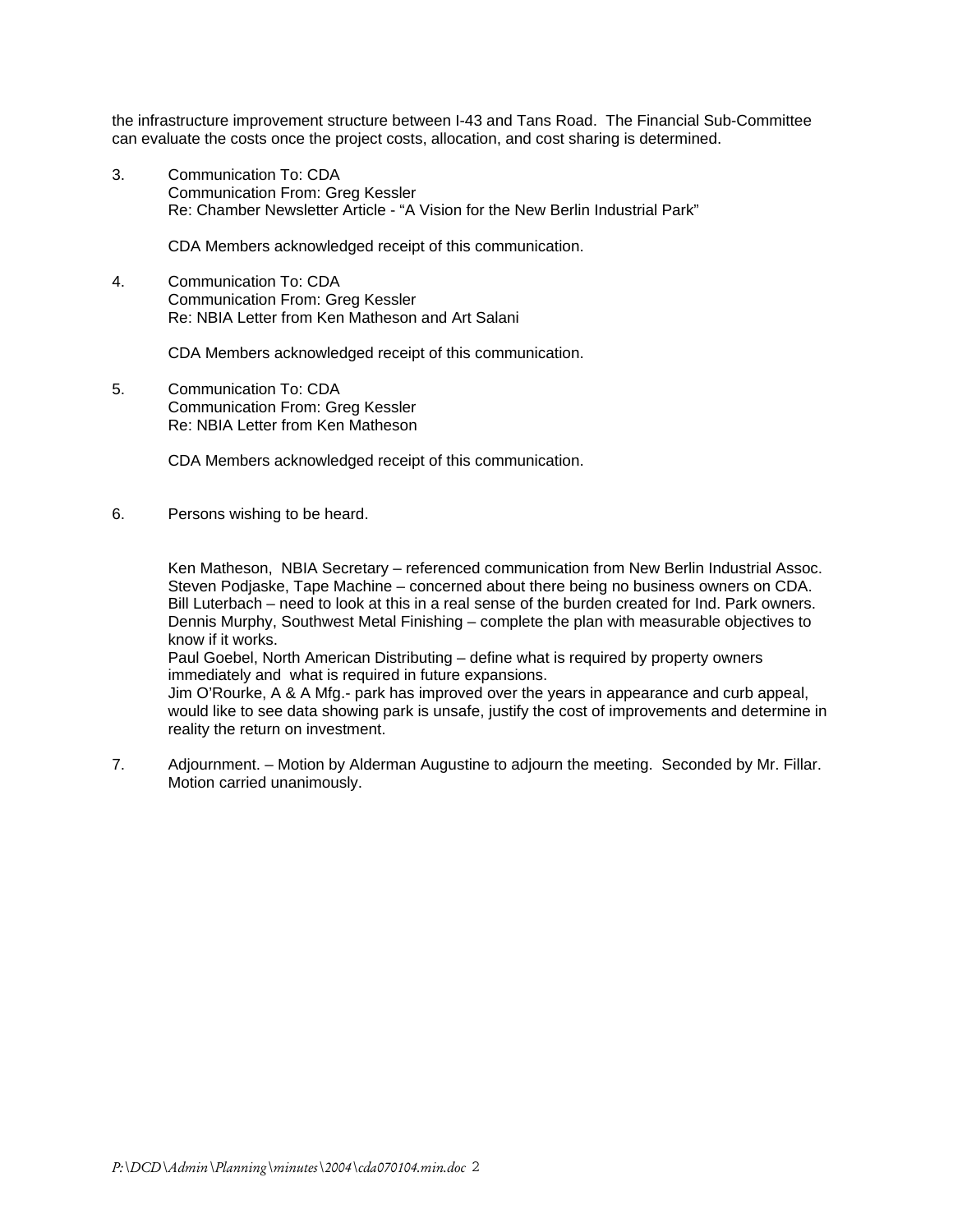the infrastructure improvement structure between I-43 and Tans Road. The Financial Sub-Committee can evaluate the costs once the project costs, allocation, and cost sharing is determined.

3. Communication To: CDA
   Communication From: Greg Kessler
   Re: Chamber Newsletter Article - "A Vision for the New Berlin Industrial Park"

   CDA Members acknowledged receipt of this communication.

4. Communication To: CDA
   Communication From: Greg Kessler
   Re: NBIA Letter from Ken Matheson and Art Salani

   CDA Members acknowledged receipt of this communication.

5. Communication To: CDA
   Communication From: Greg Kessler
   Re: NBIA Letter from Ken Matheson

   CDA Members acknowledged receipt of this communication.

6. Persons wishing to be heard.

   Ken Matheson, NBIA Secretary – referenced communication from New Berlin Industrial Assoc.
   Steven Podjaske, Tape Machine – concerned about there being no business owners on CDA.
   Bill Luterbach – need to look at this in a real sense of the burden created for Ind. Park owners.
   Dennis Murphy, Southwest Metal Finishing – complete the plan with measurable objectives to know if it works.
   Paul Goebel, North American Distributing – define what is required by property owners immediately and what is required in future expansions.
   Jim O'Rourke, A & A Mfg.- park has improved over the years in appearance and curb appeal, would like to see data showing park is unsafe, justify the cost of improvements and determine in reality the return on investment.

7. Adjournment. – Motion by Alderman Augustine to adjourn the meeting. Seconded by Mr. Fillar. Motion carried unanimously.